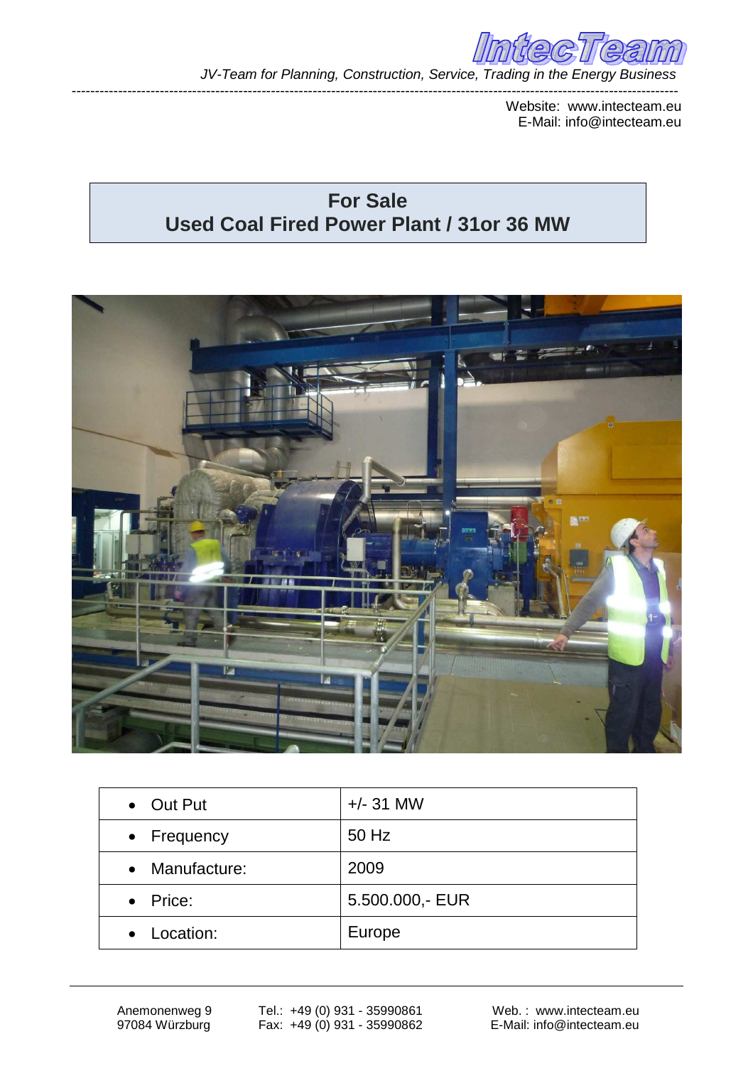IntecTeam

*JV-Team for Planning, Construction, Service, Trading in the Energy Business*

Website: www.intecteam.eu
E-Mail: info@intecteam.eu

# For Sale
# Used Coal Fired Power Plant / 31or 36 MW

| | |
|---|---|
| • Out Put | +/- 31 MW |
| • Frequency | 50 Hz |
| • Manufacture: | 2009 |
| • Price: | 5.500.000,- EUR |
| • Location: | Europe |

Anemonenweg 9
97084 Würzburg

Tel.: +49 (0) 931 - 35990861
Fax: +49 (0) 931 - 35990862

Web.: www.intecteam.eu
E-Mail: info@intecteam.eu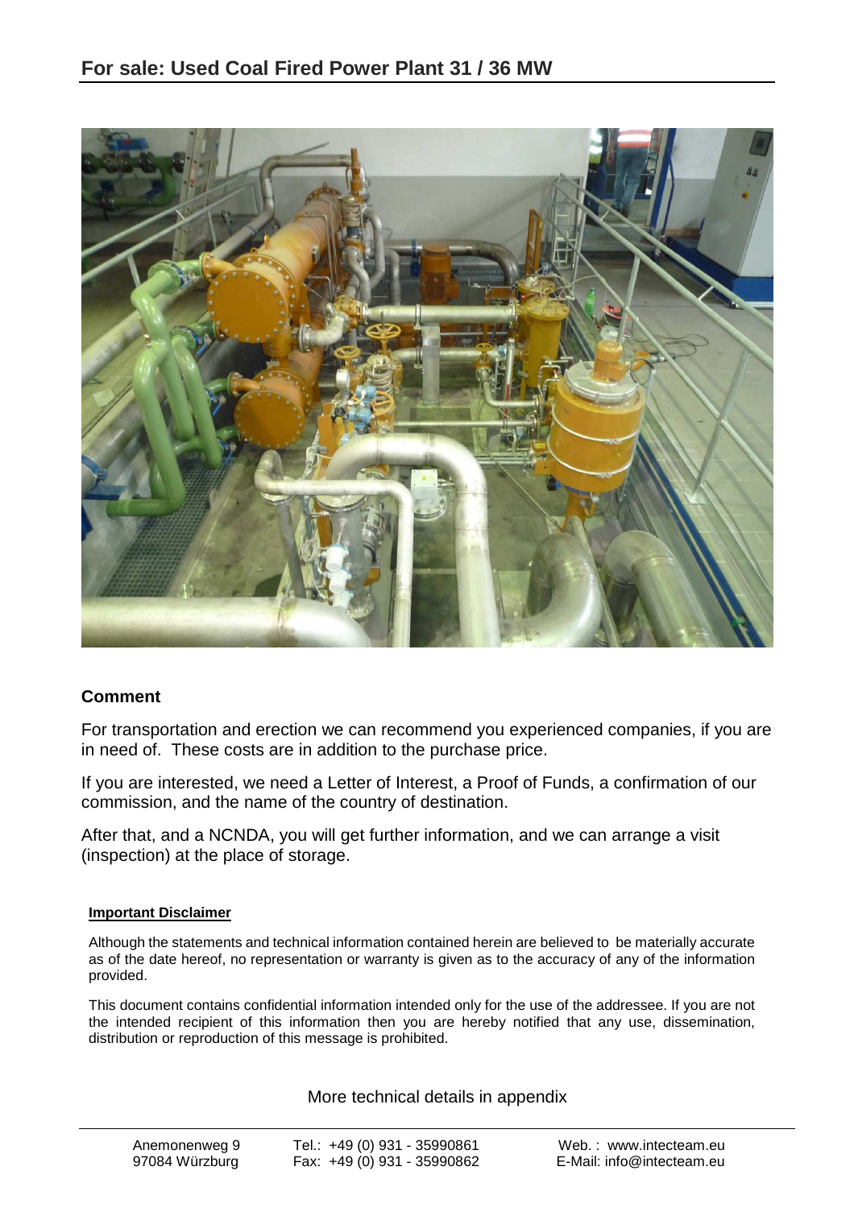## For sale: Used Coal Fired Power Plant 31 / 36 MW

### Comment

For transportation and erection we can recommend you experienced companies, if you are in need of. These costs are in addition to the purchase price.

If you are interested, we need a Letter of Interest, a Proof of Funds, a confirmation of our commission, and the name of the country of destination.

After that, and a NCNDA, you will get further information, and we can arrange a visit (inspection) at the place of storage.

**Important Disclaimer**

Although the statements and technical information contained herein are believed to be materially accurate as of the date hereof, no representation or warranty is given as to the accuracy of any of the information provided.

This document contains confidential information intended only for the use of the addressee. If you are not the intended recipient of this information then you are hereby notified that any use, dissemination, distribution or reproduction of this message is prohibited.

More technical details in appendix

Anemonenweg 9
97084 Würzburg

Tel.: +49 (0) 931 - 35990861
Fax: +49 (0) 931 - 35990862

Web. : www.intecteam.eu
E-Mail: info@intecteam.eu